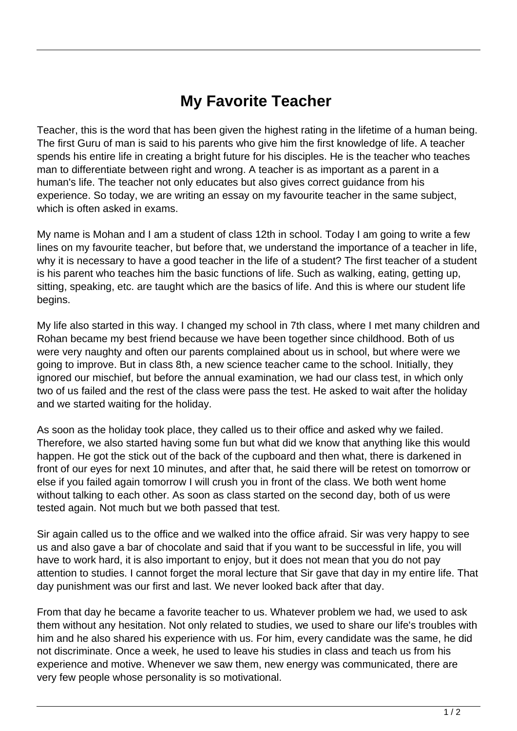# My Favorite Teacher

Teacher, this is the word that has been given the highest rating in the lifetime of a human being. The first Guru of man is said to his parents who give him the first knowledge of life. A teacher spends his entire life in creating a bright future for his disciples. He is the teacher who teaches man to differentiate between right and wrong. A teacher is as important as a parent in a human's life. The teacher not only educates but also gives correct guidance from his experience. So today, we are writing an essay on my favourite teacher in the same subject, which is often asked in exams.

My name is Mohan and I am a student of class 12th in school. Today I am going to write a few lines on my favourite teacher, but before that, we understand the importance of a teacher in life, why it is necessary to have a good teacher in the life of a student? The first teacher of a student is his parent who teaches him the basic functions of life. Such as walking, eating, getting up, sitting, speaking, etc. are taught which are the basics of life. And this is where our student life begins.

My life also started in this way. I changed my school in 7th class, where I met many children and Rohan became my best friend because we have been together since childhood. Both of us were very naughty and often our parents complained about us in school, but where were we going to improve. But in class 8th, a new science teacher came to the school. Initially, they ignored our mischief, but before the annual examination, we had our class test, in which only two of us failed and the rest of the class were pass the test. He asked to wait after the holiday and we started waiting for the holiday.

As soon as the holiday took place, they called us to their office and asked why we failed. Therefore, we also started having some fun but what did we know that anything like this would happen. He got the stick out of the back of the cupboard and then what, there is darkened in front of our eyes for next 10 minutes, and after that, he said there will be retest on tomorrow or else if you failed again tomorrow I will crush you in front of the class. We both went home without talking to each other. As soon as class started on the second day, both of us were tested again. Not much but we both passed that test.

Sir again called us to the office and we walked into the office afraid. Sir was very happy to see us and also gave a bar of chocolate and said that if you want to be successful in life, you will have to work hard, it is also important to enjoy, but it does not mean that you do not pay attention to studies. I cannot forget the moral lecture that Sir gave that day in my entire life. That day punishment was our first and last. We never looked back after that day.

From that day he became a favorite teacher to us. Whatever problem we had, we used to ask them without any hesitation. Not only related to studies, we used to share our life's troubles with him and he also shared his experience with us. For him, every candidate was the same, he did not discriminate. Once a week, he used to leave his studies in class and teach us from his experience and motive. Whenever we saw them, new energy was communicated, there are very few people whose personality is so motivational.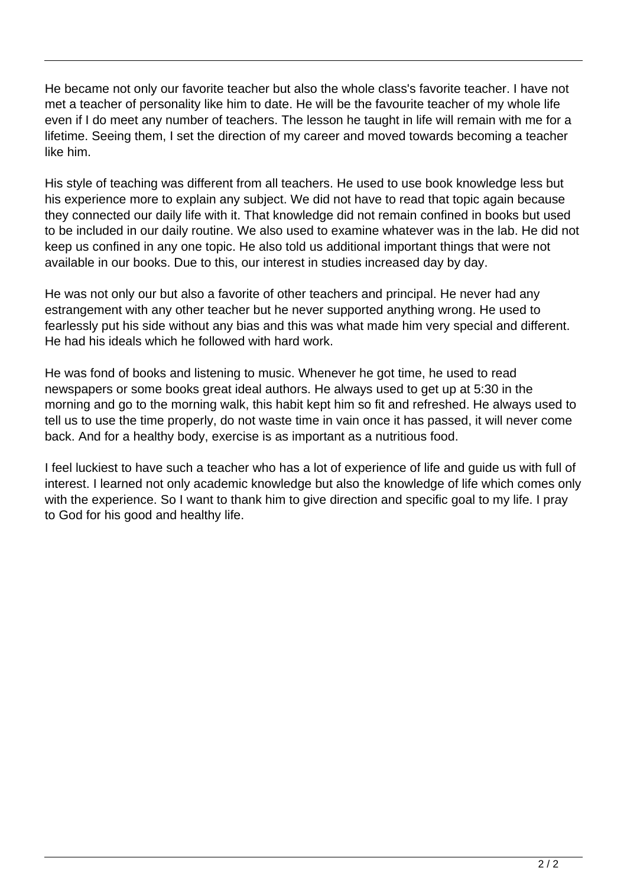He became not only our favorite teacher but also the whole class's favorite teacher. I have not met a teacher of personality like him to date. He will be the favourite teacher of my whole life even if I do meet any number of teachers. The lesson he taught in life will remain with me for a lifetime. Seeing them, I set the direction of my career and moved towards becoming a teacher like him.

His style of teaching was different from all teachers. He used to use book knowledge less but his experience more to explain any subject. We did not have to read that topic again because they connected our daily life with it. That knowledge did not remain confined in books but used to be included in our daily routine. We also used to examine whatever was in the lab. He did not keep us confined in any one topic. He also told us additional important things that were not available in our books. Due to this, our interest in studies increased day by day.

He was not only our but also a favorite of other teachers and principal. He never had any estrangement with any other teacher but he never supported anything wrong. He used to fearlessly put his side without any bias and this was what made him very special and different. He had his ideals which he followed with hard work.

He was fond of books and listening to music. Whenever he got time, he used to read newspapers or some books great ideal authors. He always used to get up at 5:30 in the morning and go to the morning walk, this habit kept him so fit and refreshed. He always used to tell us to use the time properly, do not waste time in vain once it has passed, it will never come back. And for a healthy body, exercise is as important as a nutritious food.

I feel luckiest to have such a teacher who has a lot of experience of life and guide us with full of interest. I learned not only academic knowledge but also the knowledge of life which comes only with the experience. So I want to thank him to give direction and specific goal to my life. I pray to God for his good and healthy life.